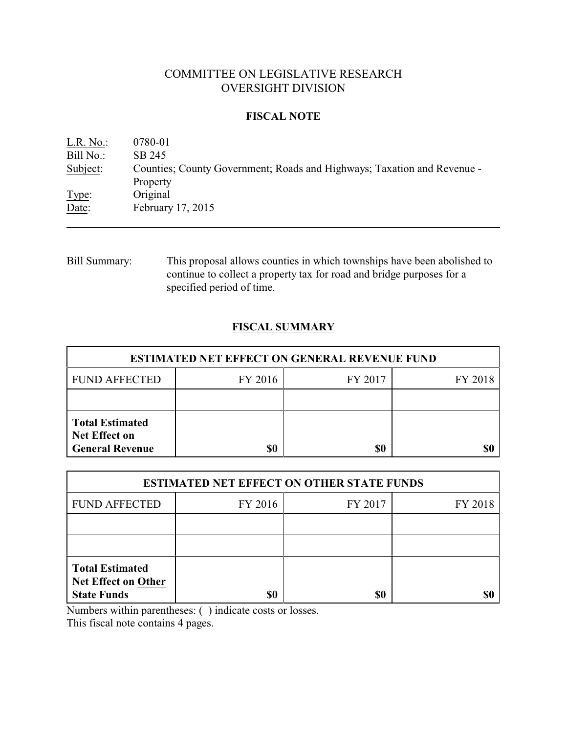# COMMITTEE ON LEGISLATIVE RESEARCH
# OVERSIGHT DIVISION

## FISCAL NOTE

L.R. No.: 0780-01
Bill No.: SB 245
Subject: Counties; County Government; Roads and Highways; Taxation and Revenue - Property
Type: Original
Date: February 17, 2015

---

Bill Summary: This proposal allows counties in which townships have been abolished to continue to collect a property tax for road and bridge purposes for a specified period of time.

## FISCAL SUMMARY

| ESTIMATED NET EFFECT ON GENERAL REVENUE FUND | | | |
|---|---|---|---|
| FUND AFFECTED | FY 2016 | FY 2017 | FY 2018 |
| | | | |
| **Total Estimated Net Effect on General Revenue** | **$0** | **$0** | **$0** |

| ESTIMATED NET EFFECT ON OTHER STATE FUNDS | | | |
|---|---|---|---|
| FUND AFFECTED | FY 2016 | FY 2017 | FY 2018 |
| | | | |
| | | | |
| **Total Estimated Net Effect on Other State Funds** | **$0** | **$0** | **$0** |

Numbers within parentheses: ( ) indicate costs or losses.
This fiscal note contains 4 pages.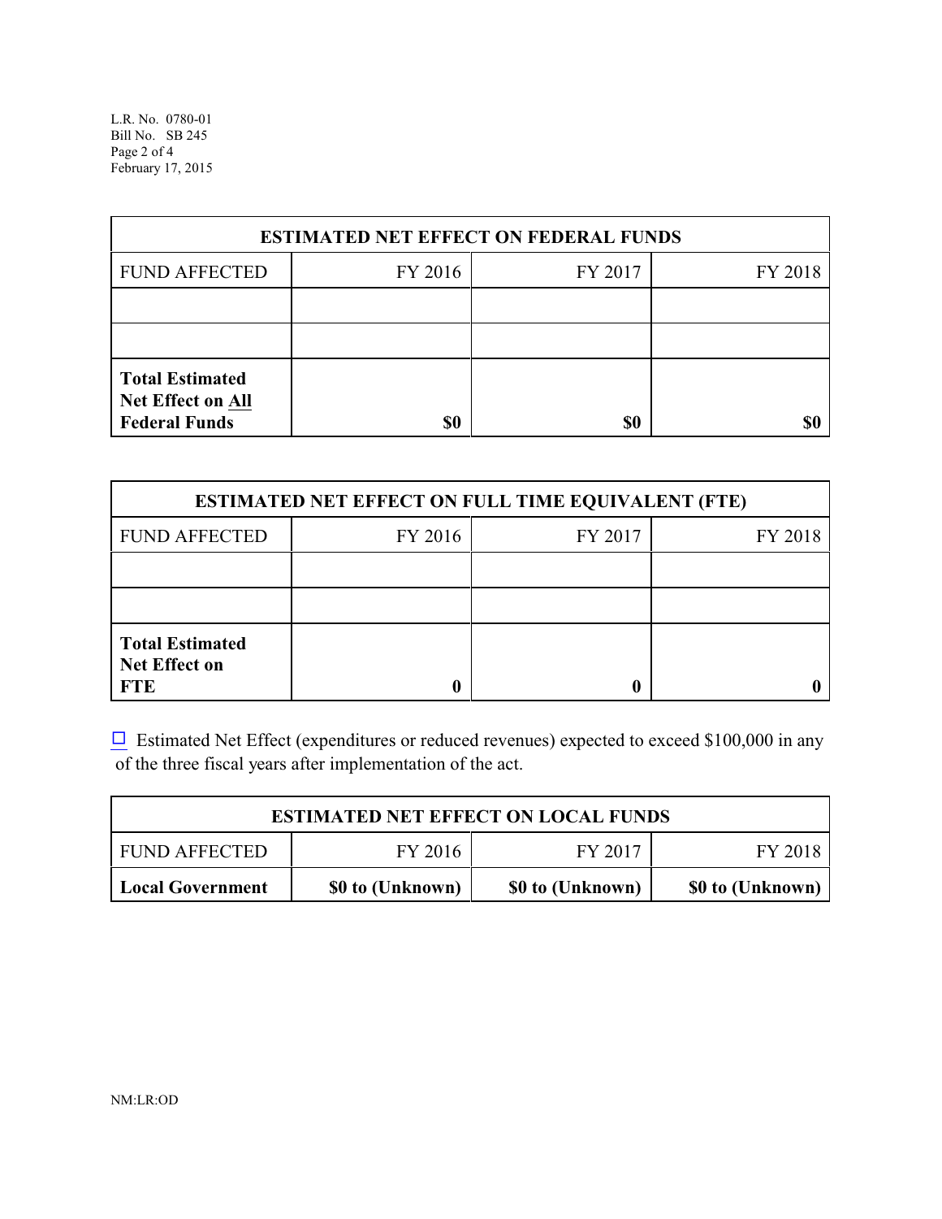| ESTIMATED NET EFFECT ON FEDERAL FUNDS | | | |
|---|---|---|---|
| FUND AFFECTED | FY 2016 | FY 2017 | FY 2018 |
| | | | |
| | | | |
| **Total Estimated Net Effect on All Federal Funds** | **$0** | **$0** | **$0** |

| ESTIMATED NET EFFECT ON FULL TIME EQUIVALENT (FTE) | | | |
|---|---|---|---|
| FUND AFFECTED | FY 2016 | FY 2017 | FY 2018 |
| | | | |
| | | | |
| **Total Estimated Net Effect on FTE** | **0** | **0** | **0** |

☐ Estimated Net Effect (expenditures or reduced revenues) expected to exceed $100,000 in any of the three fiscal years after implementation of the act.

| ESTIMATED NET EFFECT ON LOCAL FUNDS | | | |
|---|---|---|---|
| FUND AFFECTED | FY 2016 | FY 2017 | FY 2018 |
| **Local Government** | **$0 to (Unknown)** | **$0 to (Unknown)** | **$0 to (Unknown)** |

NM:LR:OD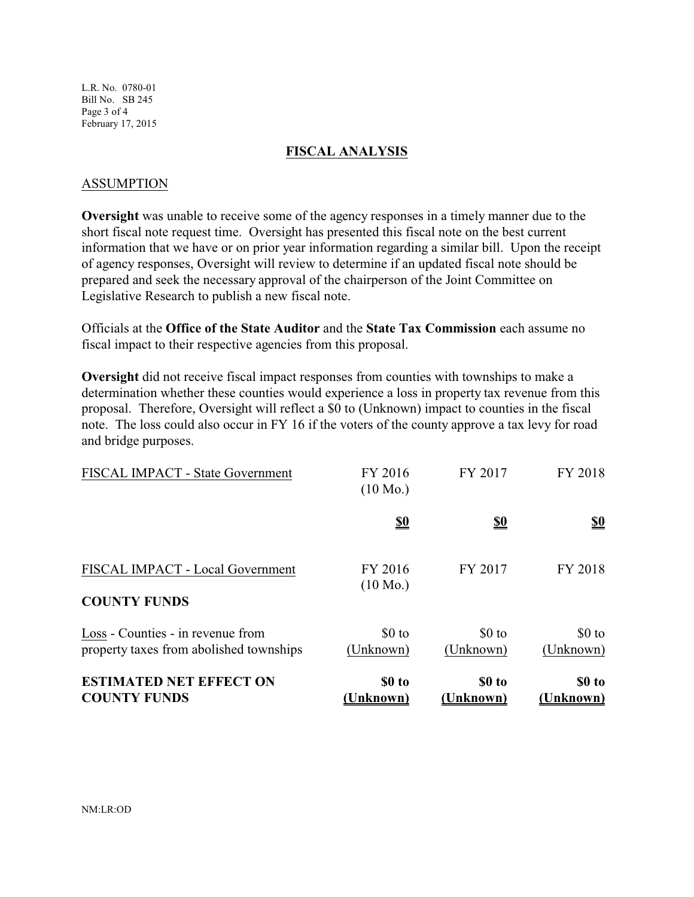## FISCAL ANALYSIS

### ASSUMPTION

**Oversight** was unable to receive some of the agency responses in a timely manner due to the short fiscal note request time. Oversight has presented this fiscal note on the best current information that we have or on prior year information regarding a similar bill. Upon the receipt of agency responses, Oversight will review to determine if an updated fiscal note should be prepared and seek the necessary approval of the chairperson of the Joint Committee on Legislative Research to publish a new fiscal note.

Officials at the **Office of the State Auditor** and the **State Tax Commission** each assume no fiscal impact to their respective agencies from this proposal.

**Oversight** did not receive fiscal impact responses from counties with townships to make a determination whether these counties would experience a loss in property tax revenue from this proposal. Therefore, Oversight will reflect a $0 to (Unknown) impact to counties in the fiscal note. The loss could also occur in FY 16 if the voters of the county approve a tax levy for road and bridge purposes.

| FISCAL IMPACT - State Government | FY 2016 (10 Mo.) | FY 2017 | FY 2018 |
|---|---|---|---|
| | **$0** | **$0** | **$0** |

| FISCAL IMPACT - Local Government | FY 2016 (10 Mo.) | FY 2017 | FY 2018 |
|---|---|---|---|
| **COUNTY FUNDS** | | | |
| Loss - Counties - in revenue from property taxes from abolished townships | $0 to (Unknown) | $0 to (Unknown) | $0 to (Unknown) |
| **ESTIMATED NET EFFECT ON COUNTY FUNDS** | **$0 to (Unknown)** | **$0 to (Unknown)** | **$0 to (Unknown)** |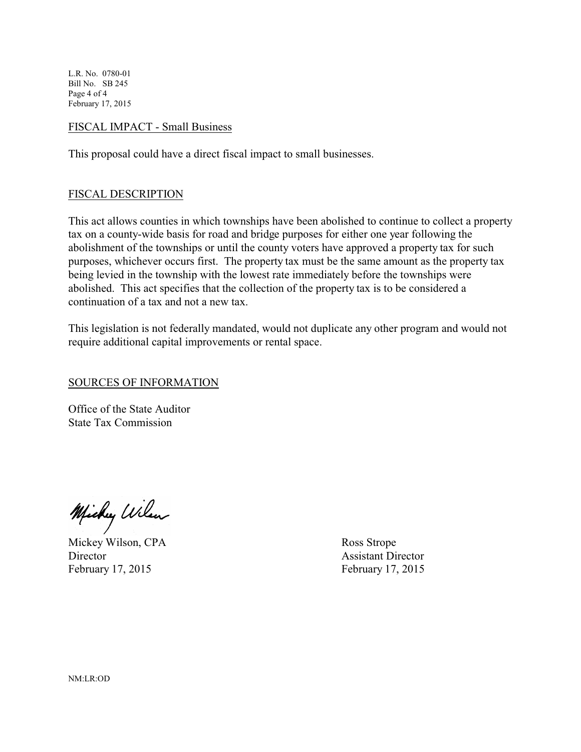FISCAL IMPACT - Small Business

This proposal could have a direct fiscal impact to small businesses.

FISCAL DESCRIPTION

This act allows counties in which townships have been abolished to continue to collect a property tax on a county-wide basis for road and bridge purposes for either one year following the abolishment of the townships or until the county voters have approved a property tax for such purposes, whichever occurs first. The property tax must be the same amount as the property tax being levied in the township with the lowest rate immediately before the townships were abolished. This act specifies that the collection of the property tax is to be considered a continuation of a tax and not a new tax.

This legislation is not federally mandated, would not duplicate any other program and would not require additional capital improvements or rental space.

SOURCES OF INFORMATION

Office of the State Auditor
State Tax Commission

Mickey Wilson, CPA
Director
February 17, 2015

Ross Strope
Assistant Director
February 17, 2015

NM:LR:OD